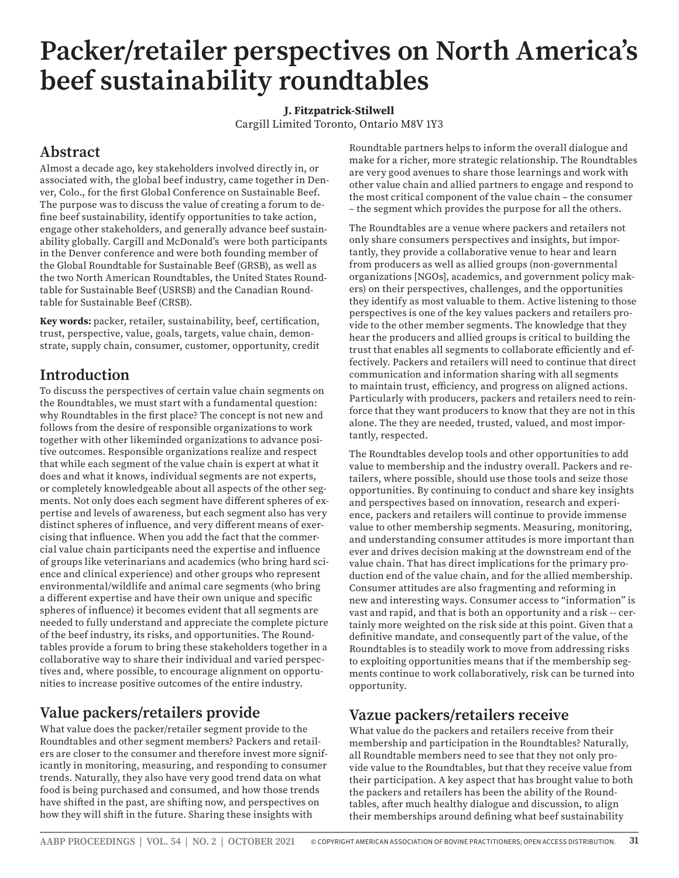# Packer/retailer perspectives on North America's beef sustainability roundtables

**J. Fitzpatrick-Stilwell**
Cargill Limited Toronto, Ontario M8V 1Y3

## Abstract

Almost a decade ago, key stakeholders involved directly in, or associated with, the global beef industry, came together in Denver, Colo., for the first Global Conference on Sustainable Beef. The purpose was to discuss the value of creating a forum to define beef sustainability, identify opportunities to take action, engage other stakeholders, and generally advance beef sustainability globally. Cargill and McDonald's were both participants in the Denver conference and were both founding member of the Global Roundtable for Sustainable Beef (GRSB), as well as the two North American Roundtables, the United States Roundtable for Sustainable Beef (USRSB) and the Canadian Roundtable for Sustainable Beef (CRSB).

**Key words:** packer, retailer, sustainability, beef, certification, trust, perspective, value, goals, targets, value chain, demonstrate, supply chain, consumer, customer, opportunity, credit

## Introduction

To discuss the perspectives of certain value chain segments on the Roundtables, we must start with a fundamental question: why Roundtables in the first place? The concept is not new and follows from the desire of responsible organizations to work together with other likeminded organizations to advance positive outcomes. Responsible organizations realize and respect that while each segment of the value chain is expert at what it does and what it knows, individual segments are not experts, or completely knowledgeable about all aspects of the other segments. Not only does each segment have different spheres of expertise and levels of awareness, but each segment also has very distinct spheres of influence, and very different means of exercising that influence. When you add the fact that the commercial value chain participants need the expertise and influence of groups like veterinarians and academics (who bring hard science and clinical experience) and other groups who represent environmental/wildlife and animal care segments (who bring a different expertise and have their own unique and specific spheres of influence) it becomes evident that all segments are needed to fully understand and appreciate the complete picture of the beef industry, its risks, and opportunities. The Roundtables provide a forum to bring these stakeholders together in a collaborative way to share their individual and varied perspectives and, where possible, to encourage alignment on opportunities to increase positive outcomes of the entire industry.

## Value packers/retailers provide

What value does the packer/retailer segment provide to the Roundtables and other segment members? Packers and retailers are closer to the consumer and therefore invest more significantly in monitoring, measuring, and responding to consumer trends. Naturally, they also have very good trend data on what food is being purchased and consumed, and how those trends have shifted in the past, are shifting now, and perspectives on how they will shift in the future. Sharing these insights with Roundtable partners helps to inform the overall dialogue and make for a richer, more strategic relationship. The Roundtables are very good avenues to share those learnings and work with other value chain and allied partners to engage and respond to the most critical component of the value chain – the consumer – the segment which provides the purpose for all the others.

The Roundtables are a venue where packers and retailers not only share consumers perspectives and insights, but importantly, they provide a collaborative venue to hear and learn from producers as well as allied groups (non-governmental organizations [NGOs], academics, and government policy makers) on their perspectives, challenges, and the opportunities they identify as most valuable to them. Active listening to those perspectives is one of the key values packers and retailers provide to the other member segments. The knowledge that they hear the producers and allied groups is critical to building the trust that enables all segments to collaborate efficiently and effectively. Packers and retailers will need to continue that direct communication and information sharing with all segments to maintain trust, efficiency, and progress on aligned actions. Particularly with producers, packers and retailers need to reinforce that they want producers to know that they are not in this alone. The they are needed, trusted, valued, and most importantly, respected.

The Roundtables develop tools and other opportunities to add value to membership and the industry overall. Packers and retailers, where possible, should use those tools and seize those opportunities. By continuing to conduct and share key insights and perspectives based on innovation, research and experience, packers and retailers will continue to provide immense value to other membership segments. Measuring, monitoring, and understanding consumer attitudes is more important than ever and drives decision making at the downstream end of the value chain. That has direct implications for the primary production end of the value chain, and for the allied membership. Consumer attitudes are also fragmenting and reforming in new and interesting ways. Consumer access to "information" is vast and rapid, and that is both an opportunity and a risk -- certainly more weighted on the risk side at this point. Given that a definitive mandate, and consequently part of the value, of the Roundtables is to steadily work to move from addressing risks to exploiting opportunities means that if the membership segments continue to work collaboratively, risk can be turned into opportunity.

## Vazue packers/retailers receive

What value do the packers and retailers receive from their membership and participation in the Roundtables? Naturally, all Roundtable members need to see that they not only provide value to the Roundtables, but that they receive value from their participation. A key aspect that has brought value to both the packers and retailers has been the ability of the Roundtables, after much healthy dialogue and discussion, to align their memberships around defining what beef sustainability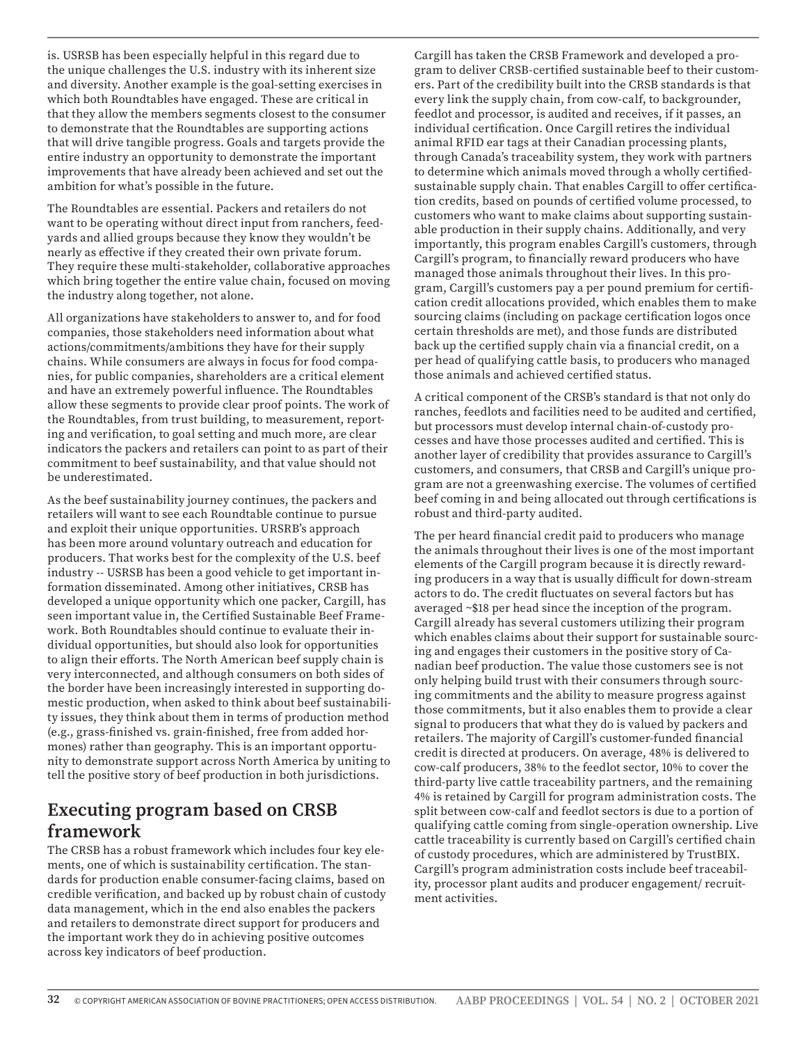is. USRSB has been especially helpful in this regard due to the unique challenges the U.S. industry with its inherent size and diversity. Another example is the goal-setting exercises in which both Roundtables have engaged. These are critical in that they allow the members segments closest to the consumer to demonstrate that the Roundtables are supporting actions that will drive tangible progress. Goals and targets provide the entire industry an opportunity to demonstrate the important improvements that have already been achieved and set out the ambition for what's possible in the future.

The Roundtables are essential. Packers and retailers do not want to be operating without direct input from ranchers, feedyards and allied groups because they know they wouldn't be nearly as effective if they created their own private forum. They require these multi-stakeholder, collaborative approaches which bring together the entire value chain, focused on moving the industry along together, not alone.

All organizations have stakeholders to answer to, and for food companies, those stakeholders need information about what actions/commitments/ambitions they have for their supply chains. While consumers are always in focus for food companies, for public companies, shareholders are a critical element and have an extremely powerful influence. The Roundtables allow these segments to provide clear proof points. The work of the Roundtables, from trust building, to measurement, reporting and verification, to goal setting and much more, are clear indicators the packers and retailers can point to as part of their commitment to beef sustainability, and that value should not be underestimated.

As the beef sustainability journey continues, the packers and retailers will want to see each Roundtable continue to pursue and exploit their unique opportunities. URSRB's approach has been more around voluntary outreach and education for producers. That works best for the complexity of the U.S. beef industry -- USRSB has been a good vehicle to get important information disseminated. Among other initiatives, CRSB has developed a unique opportunity which one packer, Cargill, has seen important value in, the Certified Sustainable Beef Framework. Both Roundtables should continue to evaluate their individual opportunities, but should also look for opportunities to align their efforts. The North American beef supply chain is very interconnected, and although consumers on both sides of the border have been increasingly interested in supporting domestic production, when asked to think about beef sustainability issues, they think about them in terms of production method (e.g., grass-finished vs. grain-finished, free from added hormones) rather than geography. This is an important opportunity to demonstrate support across North America by uniting to tell the positive story of beef production in both jurisdictions.

## Executing program based on CRSB framework

The CRSB has a robust framework which includes four key elements, one of which is sustainability certification. The standards for production enable consumer-facing claims, based on credible verification, and backed up by robust chain of custody data management, which in the end also enables the packers and retailers to demonstrate direct support for producers and the important work they do in achieving positive outcomes across key indicators of beef production.

Cargill has taken the CRSB Framework and developed a program to deliver CRSB-certified sustainable beef to their customers. Part of the credibility built into the CRSB standards is that every link the supply chain, from cow-calf, to backgrounder, feedlot and processor, is audited and receives, if it passes, an individual certification. Once Cargill retires the individual animal RFID ear tags at their Canadian processing plants, through Canada's traceability system, they work with partners to determine which animals moved through a wholly certified-sustainable supply chain. That enables Cargill to offer certification credits, based on pounds of certified volume processed, to customers who want to make claims about supporting sustainable production in their supply chains. Additionally, and very importantly, this program enables Cargill's customers, through Cargill's program, to financially reward producers who have managed those animals throughout their lives. In this program, Cargill's customers pay a per pound premium for certification credit allocations provided, which enables them to make sourcing claims (including on package certification logos once certain thresholds are met), and those funds are distributed back up the certified supply chain via a financial credit, on a per head of qualifying cattle basis, to producers who managed those animals and achieved certified status.

A critical component of the CRSB's standard is that not only do ranches, feedlots and facilities need to be audited and certified, but processors must develop internal chain-of-custody processes and have those processes audited and certified. This is another layer of credibility that provides assurance to Cargill's customers, and consumers, that CRSB and Cargill's unique program are not a greenwashing exercise. The volumes of certified beef coming in and being allocated out through certifications is robust and third-party audited.

The per heard financial credit paid to producers who manage the animals throughout their lives is one of the most important elements of the Cargill program because it is directly rewarding producers in a way that is usually difficult for down-stream actors to do. The credit fluctuates on several factors but has averaged ~$18 per head since the inception of the program. Cargill already has several customers utilizing their program which enables claims about their support for sustainable sourcing and engages their customers in the positive story of Canadian beef production. The value those customers see is not only helping build trust with their consumers through sourcing commitments and the ability to measure progress against those commitments, but it also enables them to provide a clear signal to producers that what they do is valued by packers and retailers. The majority of Cargill's customer-funded financial credit is directed at producers. On average, 48% is delivered to cow-calf producers, 38% to the feedlot sector, 10% to cover the third-party live cattle traceability partners, and the remaining 4% is retained by Cargill for program administration costs. The split between cow-calf and feedlot sectors is due to a portion of qualifying cattle coming from single-operation ownership. Live cattle traceability is currently based on Cargill's certified chain of custody procedures, which are administered by TrustBIX. Cargill's program administration costs include beef traceability, processor plant audits and producer engagement/ recruitment activities.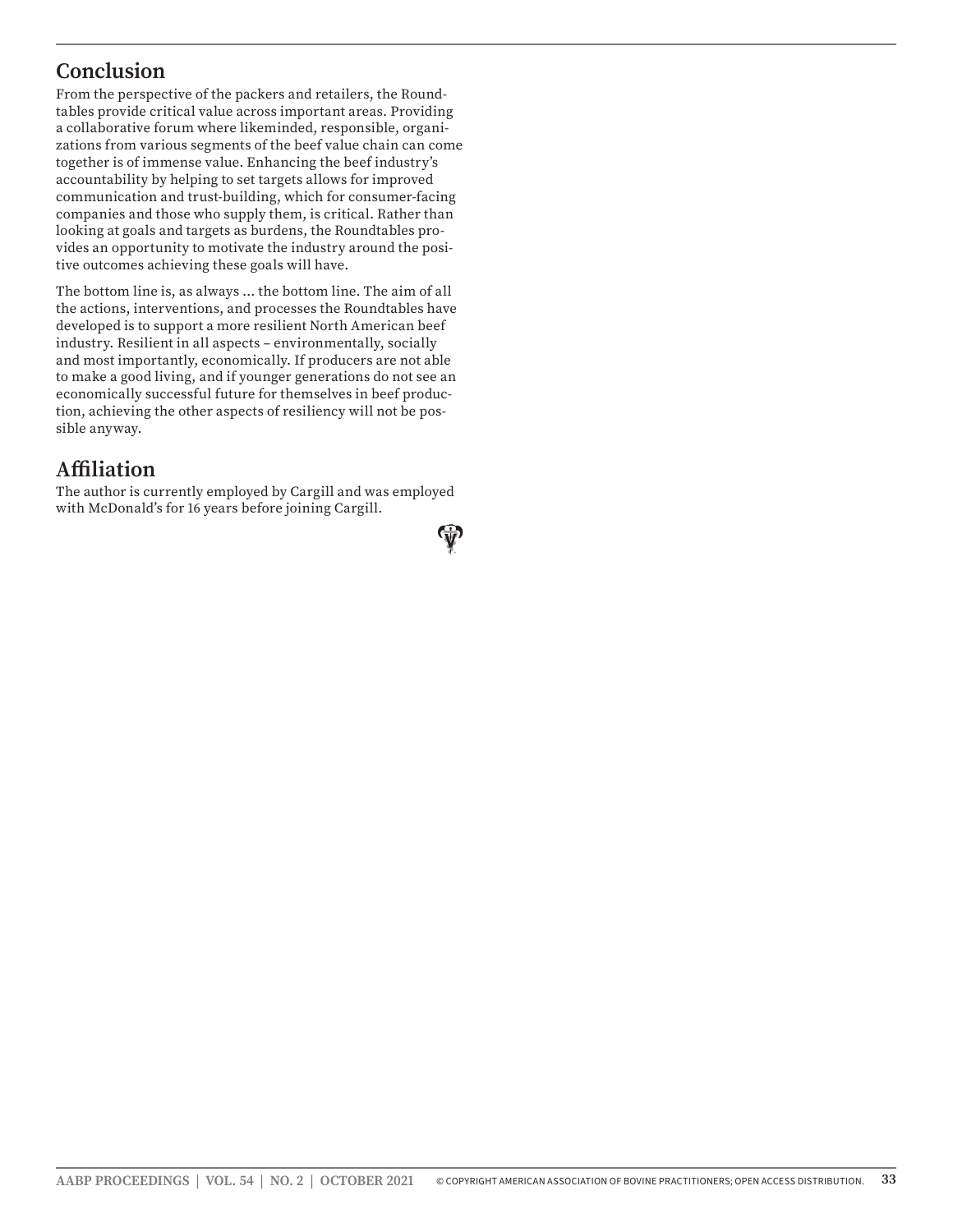## Conclusion

From the perspective of the packers and retailers, the Roundtables provide critical value across important areas. Providing a collaborative forum where likeminded, responsible, organizations from various segments of the beef value chain can come together is of immense value. Enhancing the beef industry's accountability by helping to set targets allows for improved communication and trust-building, which for consumer-facing companies and those who supply them, is critical. Rather than looking at goals and targets as burdens, the Roundtables provides an opportunity to motivate the industry around the positive outcomes achieving these goals will have.

The bottom line is, as always ... the bottom line. The aim of all the actions, interventions, and processes the Roundtables have developed is to support a more resilient North American beef industry. Resilient in all aspects – environmentally, socially and most importantly, economically. If producers are not able to make a good living, and if younger generations do not see an economically successful future for themselves in beef production, achieving the other aspects of resiliency will not be possible anyway.

## Affiliation

The author is currently employed by Cargill and was employed with McDonald's for 16 years before joining Cargill.